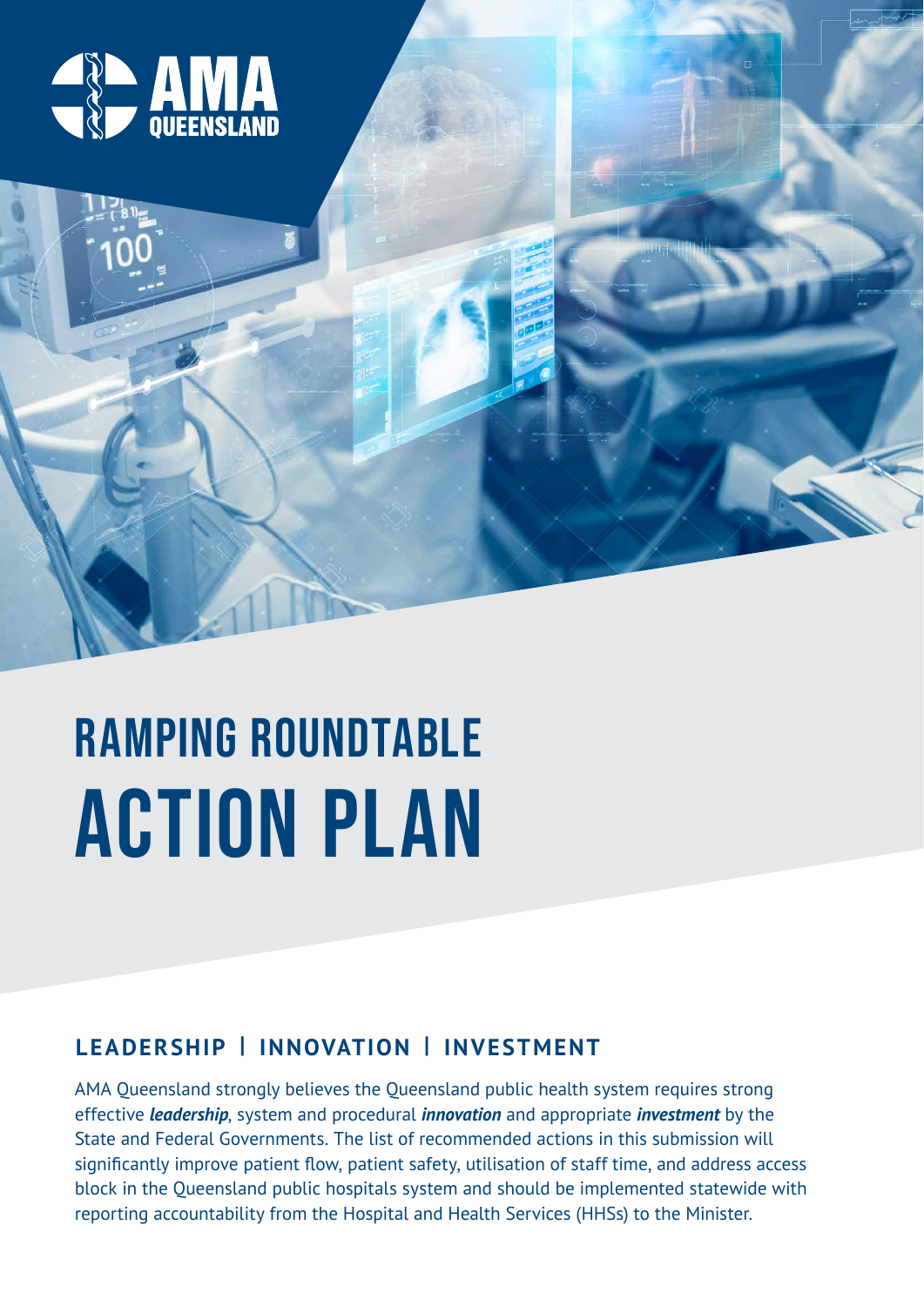AMA QUEENSLAND

# RAMPING ROUNDTABLE ACTION PLAN

## LEADERSHIP | INNOVATION | INVESTMENT

AMA Queensland strongly believes the Queensland public health system requires strong effective ***leadership***, system and procedural ***innovation*** and appropriate ***investment*** by the State and Federal Governments. The list of recommended actions in this submission will significantly improve patient flow, patient safety, utilisation of staff time, and address access block in the Queensland public hospitals system and should be implemented statewide with reporting accountability from the Hospital and Health Services (HHSs) to the Minister.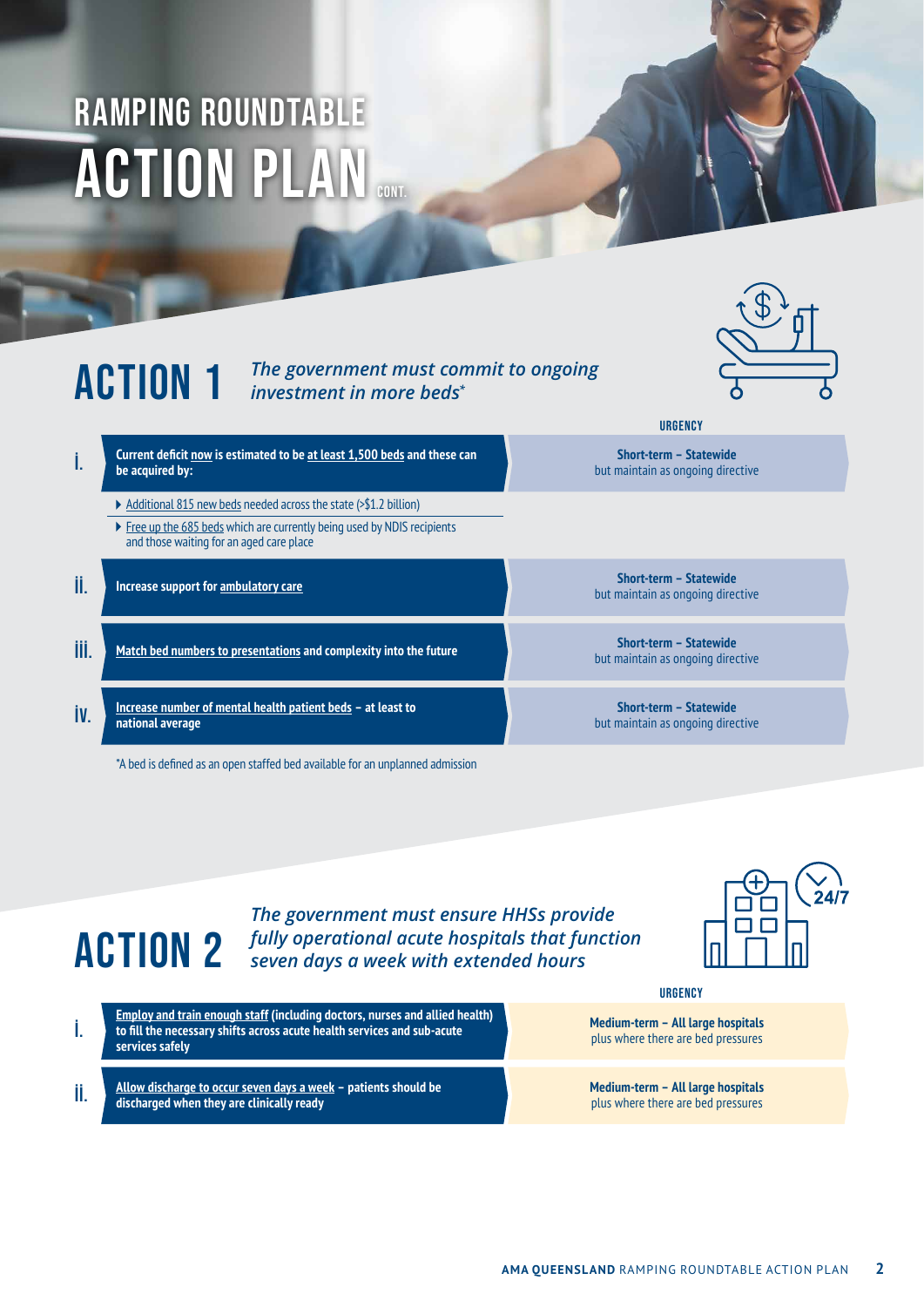# RAMPING ROUNDTABLE ACTION PLAN CONT.

## ACTION 1 *The government must commit to ongoing investment in more beds**

| | | URGENCY |
|---|---|---|
| i. | **Current deficit now is estimated to be at least 1,500 beds and these can be acquired by:** | **Short-term – Statewide** but maintain as ongoing directive |
| | ▸ Additional 815 new beds needed across the state (>$1.2 billion) | |
| | ▸ Free up the 685 beds which are currently being used by NDIS recipients and those waiting for an aged care place | |
| ii. | **Increase support for ambulatory care** | **Short-term – Statewide** but maintain as ongoing directive |
| iii. | **Match bed numbers to presentations and complexity into the future** | **Short-term – Statewide** but maintain as ongoing directive |
| iv. | **Increase number of mental health patient beds – at least to national average** | **Short-term – Statewide** but maintain as ongoing directive |

*A bed is defined as an open staffed bed available for an unplanned admission

## ACTION 2 *The government must ensure HHSs provide fully operational acute hospitals that function seven days a week with extended hours*

| | | URGENCY |
|---|---|---|
| i. | **Employ and train enough staff (including doctors, nurses and allied health) to fill the necessary shifts across acute health services and sub-acute services safely** | **Medium-term – All large hospitals** plus where there are bed pressures |
| ii. | **Allow discharge to occur seven days a week – patients should be discharged when they are clinically ready** | **Medium-term – All large hospitals** plus where there are bed pressures |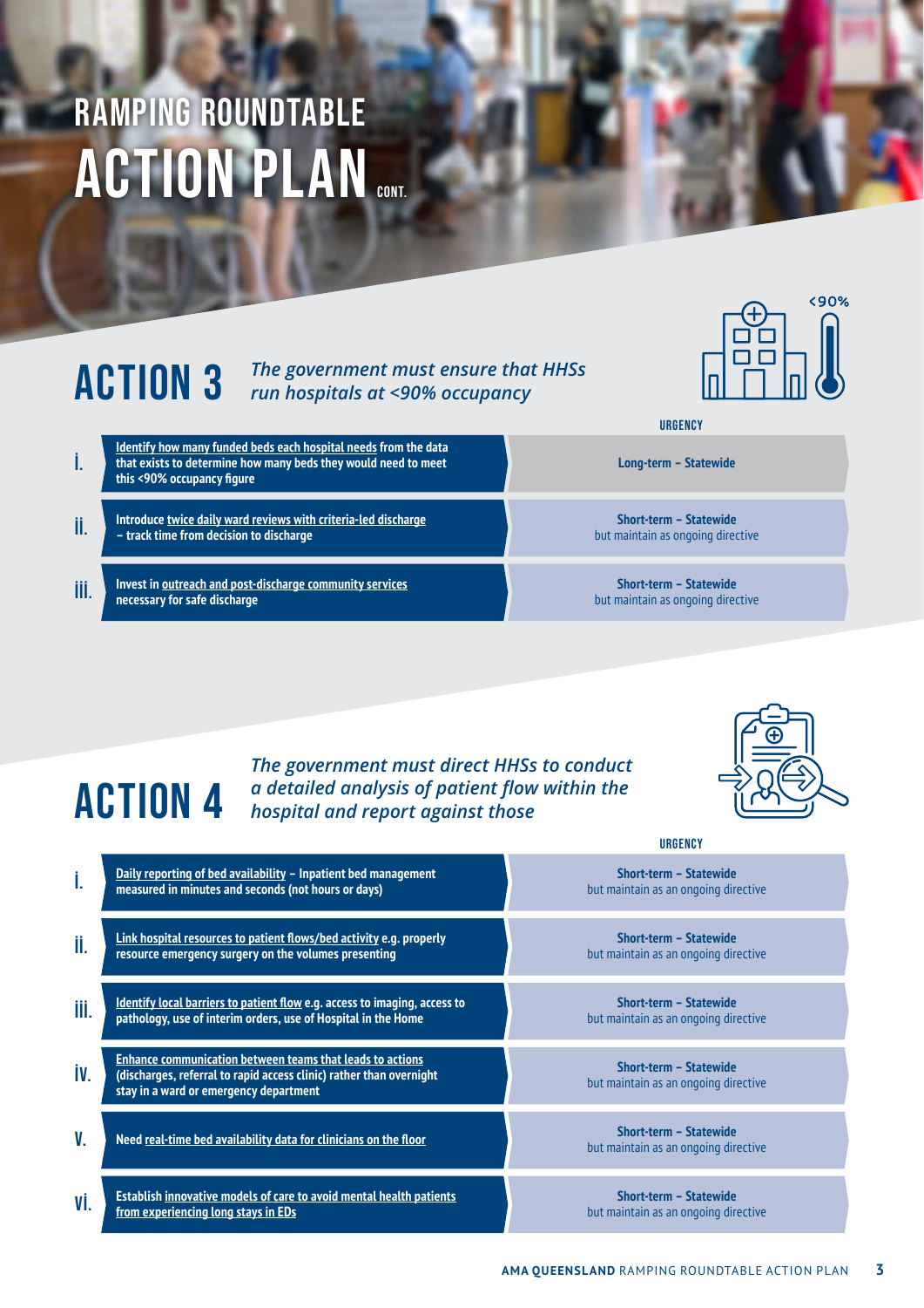# RAMPING ROUNDTABLE ACTION PLAN CONT.

## ACTION 3 *The government must ensure that HHSs run hospitals at <90% occupancy*

| | Action | URGENCY |
|---|---|---|
| i. | **Identify how many funded beds each hospital needs from the data that exists to determine how many beds they would need to meet this <90% occupancy figure** | **Long-term – Statewide** |
| ii. | **Introduce twice daily ward reviews with criteria-led discharge – track time from decision to discharge** | **Short-term – Statewide** but maintain as ongoing directive |
| iii. | **Invest in outreach and post-discharge community services necessary for safe discharge** | **Short-term – Statewide** but maintain as ongoing directive |

## ACTION 4 *The government must direct HHSs to conduct a detailed analysis of patient flow within the hospital and report against those*

| | Action | URGENCY |
|---|---|---|
| i. | **Daily reporting of bed availability – Inpatient bed management measured in minutes and seconds (not hours or days)** | **Short-term – Statewide** but maintain as an ongoing directive |
| ii. | **Link hospital resources to patient flows/bed activity e.g. properly resource emergency surgery on the volumes presenting** | **Short-term – Statewide** but maintain as an ongoing directive |
| iii. | **Identify local barriers to patient flow e.g. access to imaging, access to pathology, use of interim orders, use of Hospital in the Home** | **Short-term – Statewide** but maintain as an ongoing directive |
| iv. | **Enhance communication between teams that leads to actions (discharges, referral to rapid access clinic) rather than overnight stay in a ward or emergency department** | **Short-term – Statewide** but maintain as an ongoing directive |
| v. | **Need real-time bed availability data for clinicians on the floor** | **Short-term – Statewide** but maintain as an ongoing directive |
| vi. | **Establish innovative models of care to avoid mental health patients from experiencing long stays in EDs** | **Short-term – Statewide** but maintain as an ongoing directive |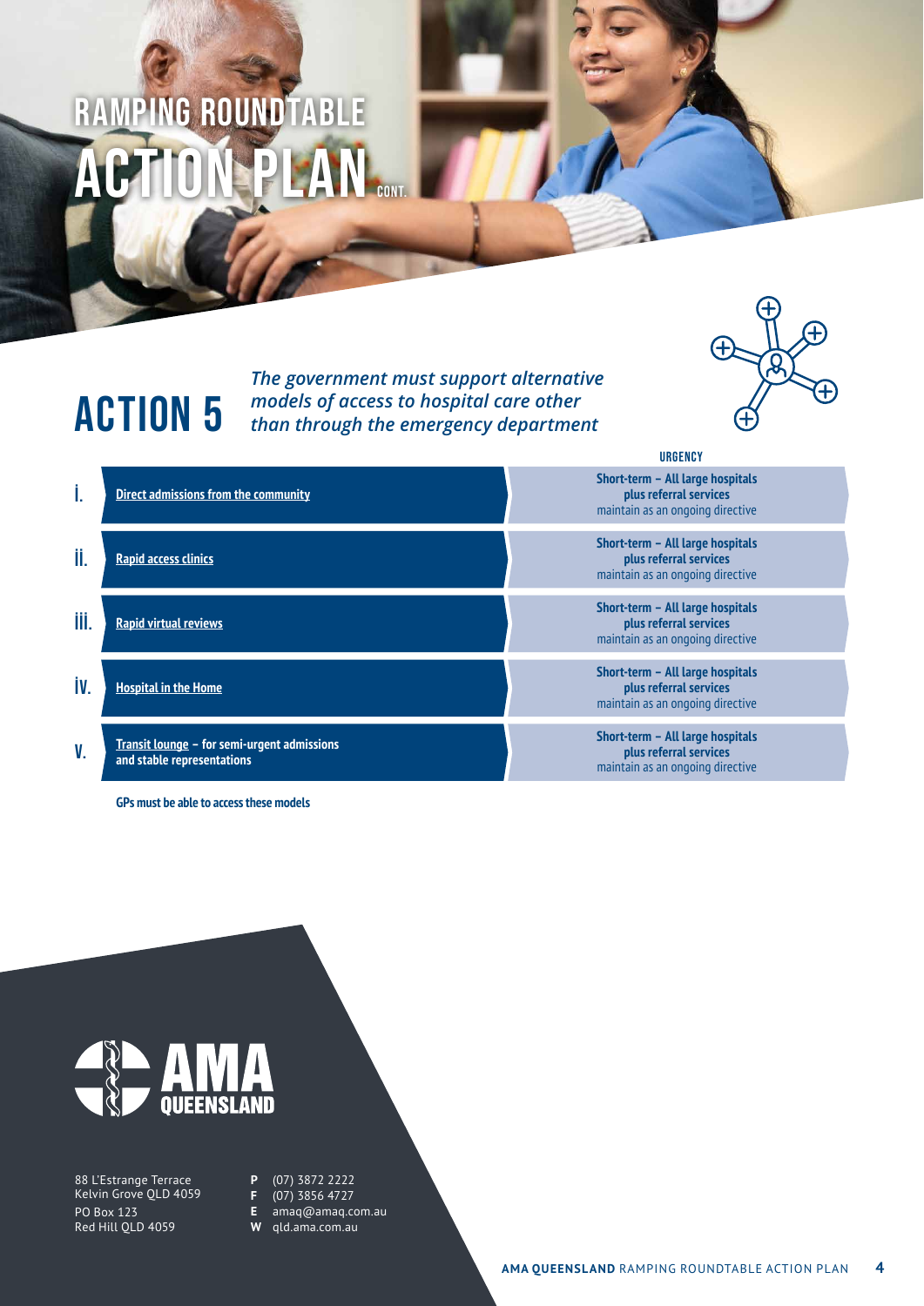# RAMPING ROUNDTABLE ACTION PLAN CONT.

## ACTION 5

*The government must support alternative models of access to hospital care other than through the emergency department*

| | | URGENCY |
|---|---|---|
| i. | Direct admissions from the community | **Short-term – All large hospitals plus referral services** maintain as an ongoing directive |
| ii. | Rapid access clinics | **Short-term – All large hospitals plus referral services** maintain as an ongoing directive |
| iii. | Rapid virtual reviews | **Short-term – All large hospitals plus referral services** maintain as an ongoing directive |
| iv. | Hospital in the Home | **Short-term – All large hospitals plus referral services** maintain as an ongoing directive |
| v. | Transit lounge – for semi-urgent admissions and stable representations | **Short-term – All large hospitals plus referral services** maintain as an ongoing directive |

**GPs must be able to access these models**

AMA QUEENSLAND

88 L'Estrange Terrace
Kelvin Grove QLD 4059
PO Box 123
Red Hill QLD 4059

**P** (07) 3872 2222
**F** (07) 3856 4727
**E** amaq@amaq.com.au
**W** qld.ama.com.au